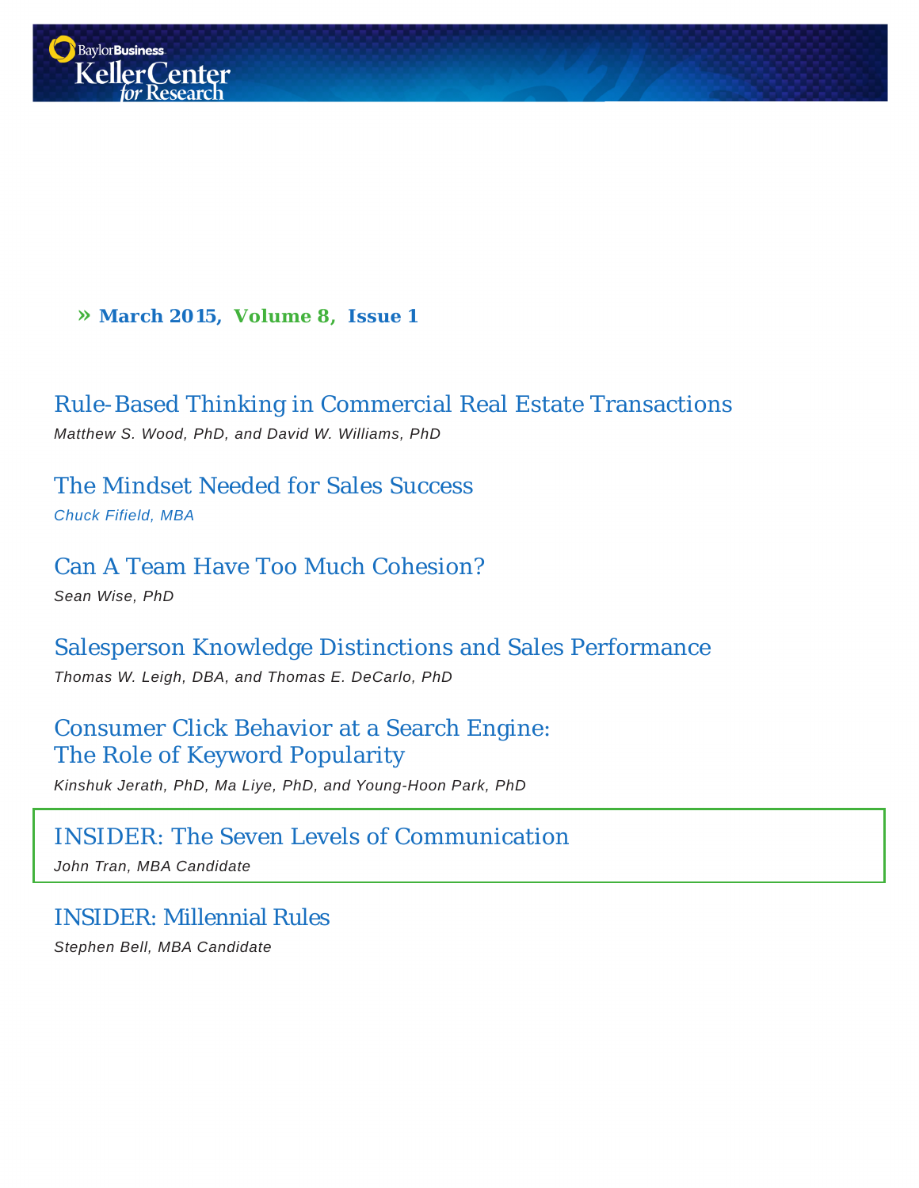» **March 2015, Volume 8, Issue 1**

## Rule-Based Thinking in Commercial Real Estate Transactions

*Matthew S. Wood, PhD, and David W. Williams, PhD*

## The Mindset Needed for Sales Success

*Chuck Fifield, MBA*

## Can A Team Have Too Much Cohesion?

*Sean Wise, PhD*

## Salesperson Knowledge Distinctions and Sales Performance

*Thomas W. Leigh, DBA, and Thomas E. DeCarlo, PhD*

## Consumer Click Behavior at a Search Engine: The Role of Keyword Popularity

*Kinshuk Jerath, PhD, Ma Liye, PhD, and Young-Hoon Park, PhD*

## INSIDER: The Seven Levels of Communication

*John Tran, MBA Candidate*

## INSIDER: Millennial Rules

*Stephen Bell, MBA Candidate*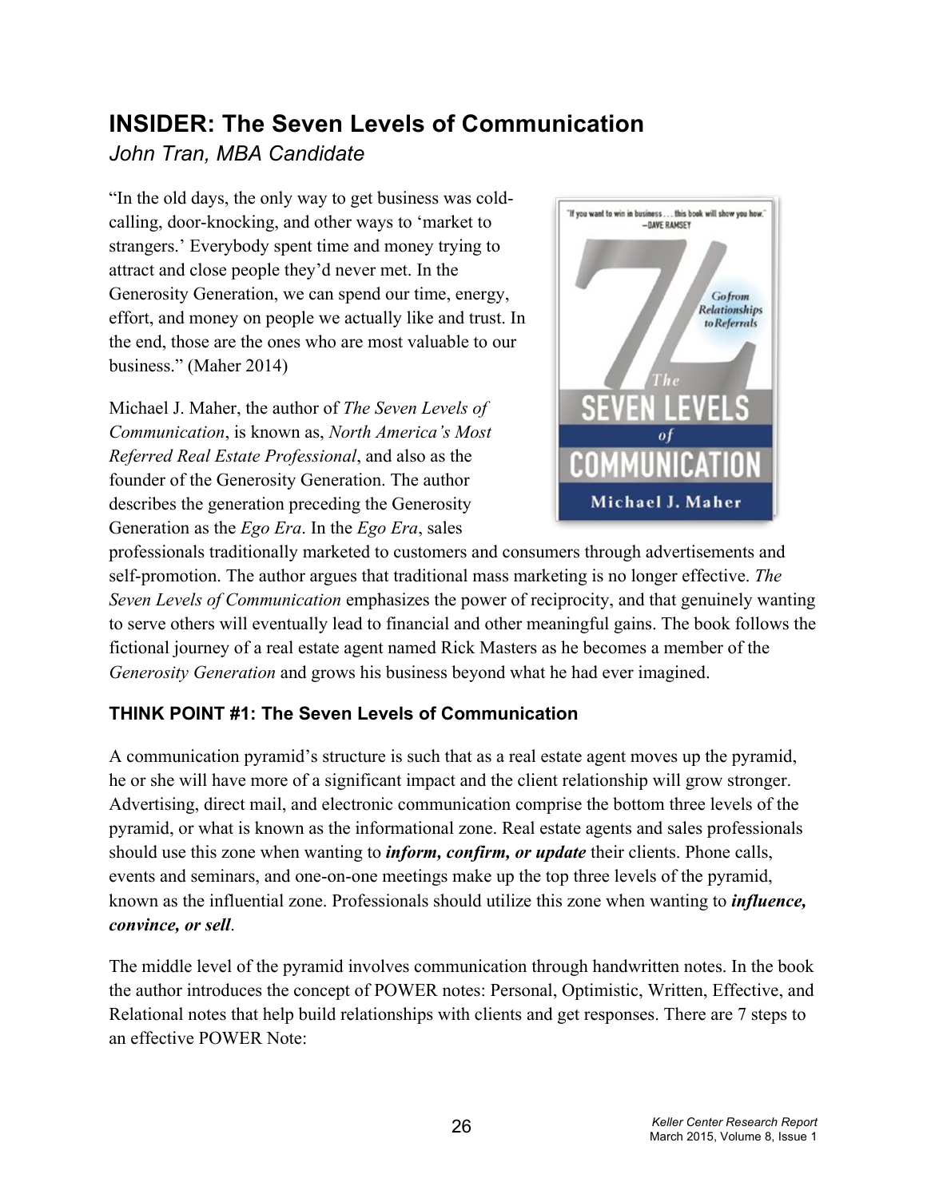## INSIDER: The Seven Levels of Communication

*John Tran, MBA Candidate*

"In the old days, the only way to get business was cold-calling, door-knocking, and other ways to 'market to strangers.' Everybody spent time and money trying to attract and close people they'd never met. In the Generosity Generation, we can spend our time, energy, effort, and money on people we actually like and trust. In the end, those are the ones who are most valuable to our business." (Maher 2014)

Michael J. Maher, the author of *The Seven Levels of Communication*, is known as, *North America's Most Referred Real Estate Professional*, and also as the founder of the Generosity Generation. The author describes the generation preceding the Generosity Generation as the *Ego Era*. In the *Ego Era*, sales professionals traditionally marketed to customers and consumers through advertisements and self-promotion. The author argues that traditional mass marketing is no longer effective. *The Seven Levels of Communication* emphasizes the power of reciprocity, and that genuinely wanting to serve others will eventually lead to financial and other meaningful gains. The book follows the fictional journey of a real estate agent named Rick Masters as he becomes a member of the *Generosity Generation* and grows his business beyond what he had ever imagined.

### THINK POINT #1: The Seven Levels of Communication

A communication pyramid's structure is such that as a real estate agent moves up the pyramid, he or she will have more of a significant impact and the client relationship will grow stronger. Advertising, direct mail, and electronic communication comprise the bottom three levels of the pyramid, or what is known as the informational zone. Real estate agents and sales professionals should use this zone when wanting to ***inform, confirm, or update*** their clients. Phone calls, events and seminars, and one-on-one meetings make up the top three levels of the pyramid, known as the influential zone. Professionals should utilize this zone when wanting to ***influence, convince, or sell***.

The middle level of the pyramid involves communication through handwritten notes. In the book the author introduces the concept of POWER notes: Personal, Optimistic, Written, Effective, and Relational notes that help build relationships with clients and get responses. There are 7 steps to an effective POWER Note: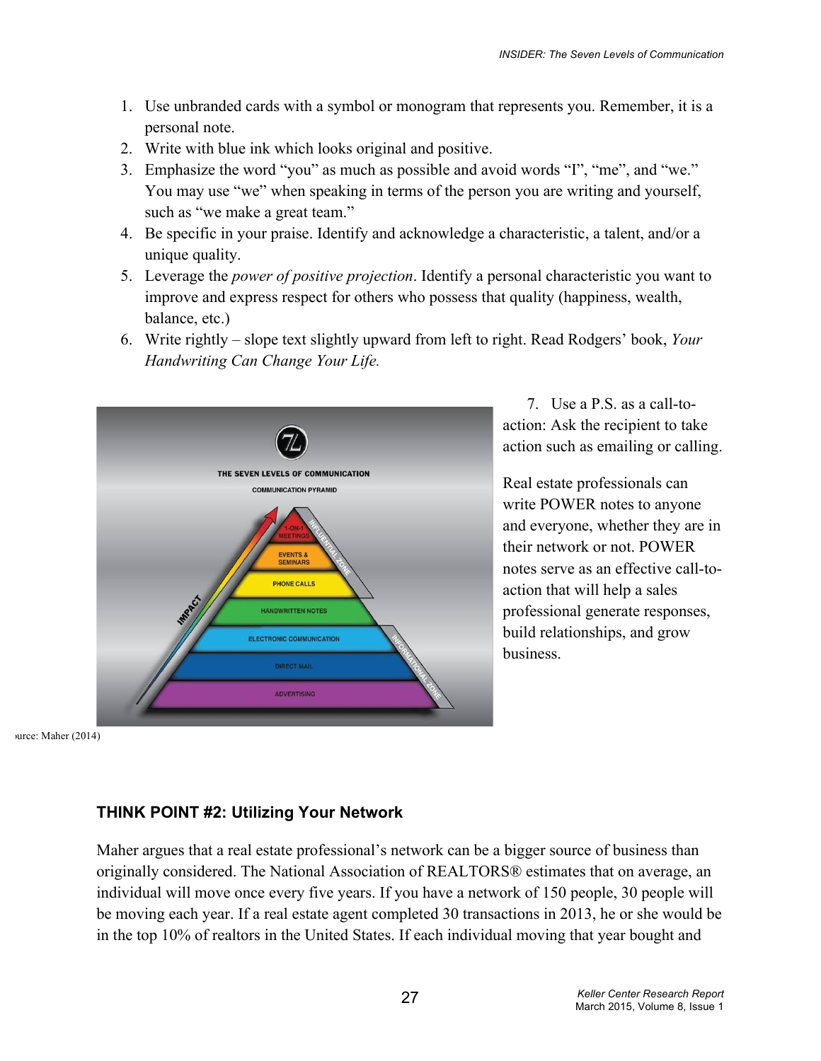1. Use unbranded cards with a symbol or monogram that represents you. Remember, it is a personal note.
2. Write with blue ink which looks original and positive.
3. Emphasize the word "you" as much as possible and avoid words "I", "me", and "we." You may use "we" when speaking in terms of the person you are writing and yourself, such as "we make a great team."
4. Be specific in your praise. Identify and acknowledge a characteristic, a talent, and/or a unique quality.
5. Leverage the *power of positive projection*. Identify a personal characteristic you want to improve and express respect for others who possess that quality (happiness, wealth, balance, etc.)
6. Write rightly – slope text slightly upward from left to right. Read Rodgers' book, *Your Handwriting Can Change Your Life.*
7. Use a P.S. as a call-to-action: Ask the recipient to take action such as emailing or calling.

THE SEVEN LEVELS OF COMMUNICATION

COMMUNICATION PYRAMID

1-ON-1 MEETINGS

EVENTS & SEMINARS

PHONE CALLS

HANDWRITTEN NOTES

ELECTRONIC COMMUNICATION

DIRECT MAIL

ADVERTISING

IMPACT

INFLUENTIAL ZONE

INFORMATIONAL ZONE

Source: Maher (2014)

Real estate professionals can write POWER notes to anyone and everyone, whether they are in their network or not. POWER notes serve as an effective call-to-action that will help a sales professional generate responses, build relationships, and grow business.

### THINK POINT #2: Utilizing Your Network

Maher argues that a real estate professional's network can be a bigger source of business than originally considered. The National Association of REALTORS® estimates that on average, an individual will move once every five years. If you have a network of 150 people, 30 people will be moving each year. If a real estate agent completed 30 transactions in 2013, he or she would be in the top 10% of realtors in the United States. If each individual moving that year bought and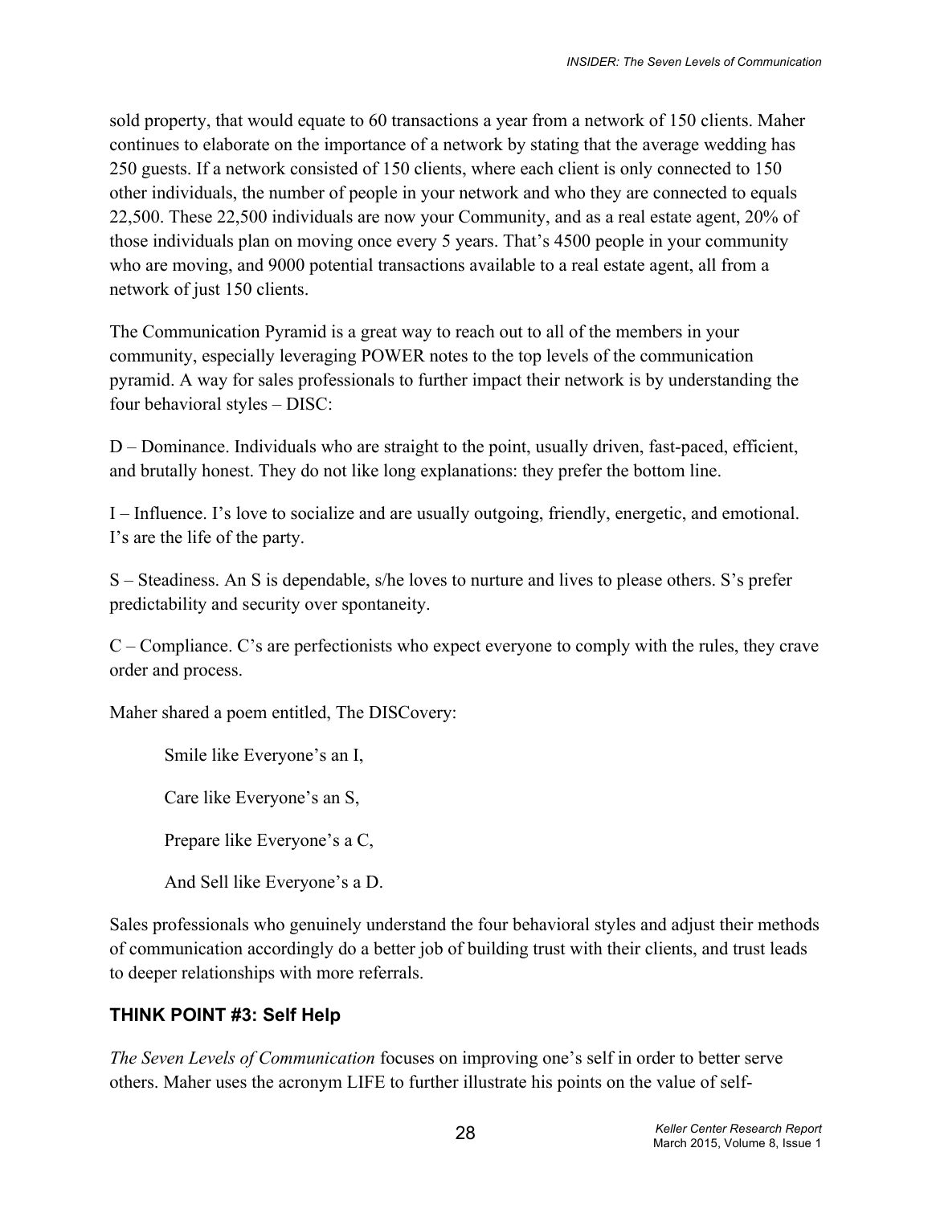sold property, that would equate to 60 transactions a year from a network of 150 clients. Maher continues to elaborate on the importance of a network by stating that the average wedding has 250 guests. If a network consisted of 150 clients, where each client is only connected to 150 other individuals, the number of people in your network and who they are connected to equals 22,500. These 22,500 individuals are now your Community, and as a real estate agent, 20% of those individuals plan on moving once every 5 years. That's 4500 people in your community who are moving, and 9000 potential transactions available to a real estate agent, all from a network of just 150 clients.

The Communication Pyramid is a great way to reach out to all of the members in your community, especially leveraging POWER notes to the top levels of the communication pyramid. A way for sales professionals to further impact their network is by understanding the four behavioral styles – DISC:

D – Dominance. Individuals who are straight to the point, usually driven, fast-paced, efficient, and brutally honest. They do not like long explanations: they prefer the bottom line.

I – Influence. I's love to socialize and are usually outgoing, friendly, energetic, and emotional. I's are the life of the party.

S – Steadiness. An S is dependable, s/he loves to nurture and lives to please others. S's prefer predictability and security over spontaneity.

C – Compliance. C's are perfectionists who expect everyone to comply with the rules, they crave order and process.

Maher shared a poem entitled, The DISCovery:

> Smile like Everyone's an I,
>
> Care like Everyone's an S,
>
> Prepare like Everyone's a C,
>
> And Sell like Everyone's a D.

Sales professionals who genuinely understand the four behavioral styles and adjust their methods of communication accordingly do a better job of building trust with their clients, and trust leads to deeper relationships with more referrals.

### THINK POINT #3: Self Help

*The Seven Levels of Communication* focuses on improving one's self in order to better serve others. Maher uses the acronym LIFE to further illustrate his points on the value of self-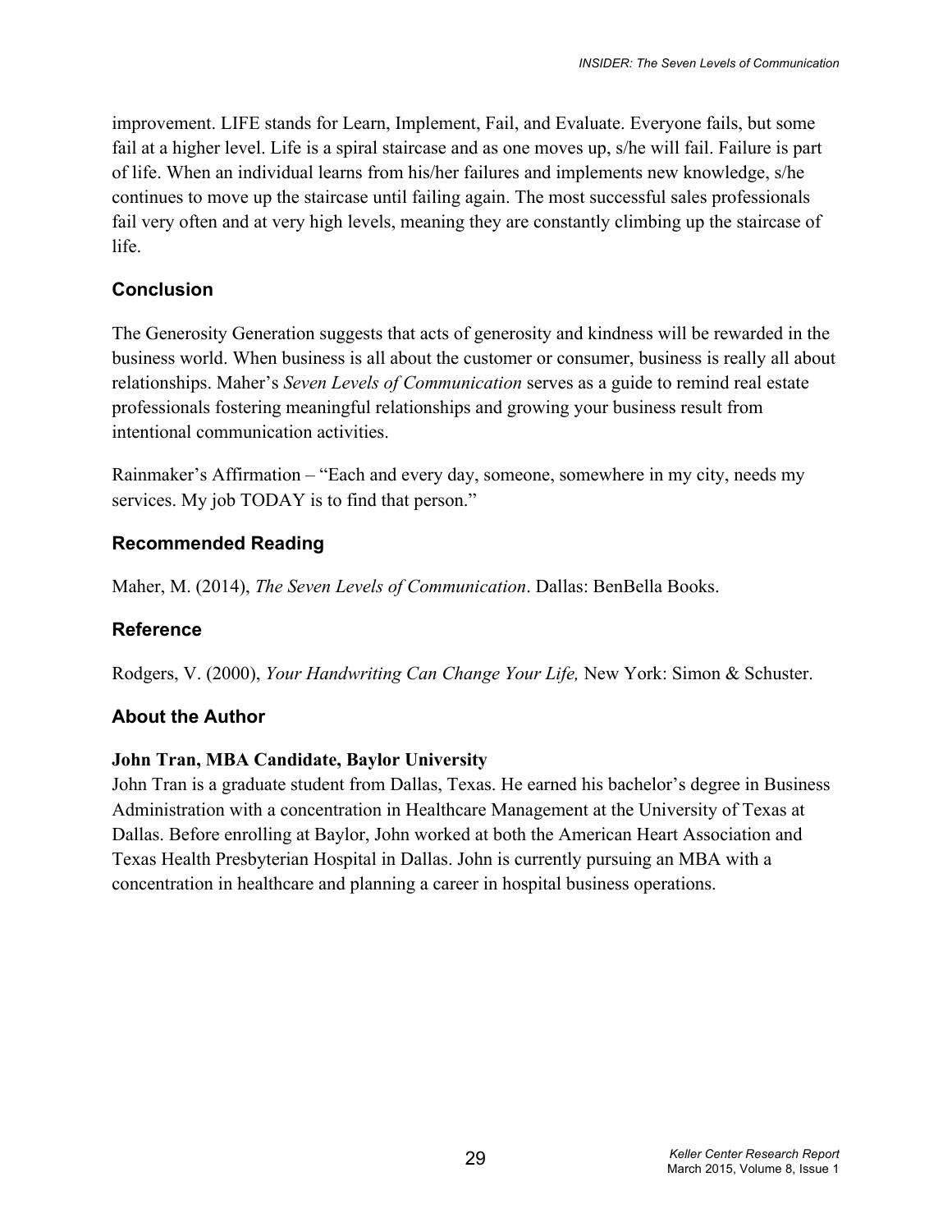improvement. LIFE stands for Learn, Implement, Fail, and Evaluate. Everyone fails, but some fail at a higher level. Life is a spiral staircase and as one moves up, s/he will fail. Failure is part of life. When an individual learns from his/her failures and implements new knowledge, s/he continues to move up the staircase until failing again. The most successful sales professionals fail very often and at very high levels, meaning they are constantly climbing up the staircase of life.

## Conclusion

The Generosity Generation suggests that acts of generosity and kindness will be rewarded in the business world. When business is all about the customer or consumer, business is really all about relationships. Maher's *Seven Levels of Communication* serves as a guide to remind real estate professionals fostering meaningful relationships and growing your business result from intentional communication activities.

Rainmaker's Affirmation – "Each and every day, someone, somewhere in my city, needs my services. My job TODAY is to find that person."

## Recommended Reading

Maher, M. (2014), *The Seven Levels of Communication*. Dallas: BenBella Books.

## Reference

Rodgers, V. (2000), *Your Handwriting Can Change Your Life,* New York: Simon & Schuster.

## About the Author

**John Tran, MBA Candidate, Baylor University**
John Tran is a graduate student from Dallas, Texas. He earned his bachelor's degree in Business Administration with a concentration in Healthcare Management at the University of Texas at Dallas. Before enrolling at Baylor, John worked at both the American Heart Association and Texas Health Presbyterian Hospital in Dallas. John is currently pursuing an MBA with a concentration in healthcare and planning a career in hospital business operations.